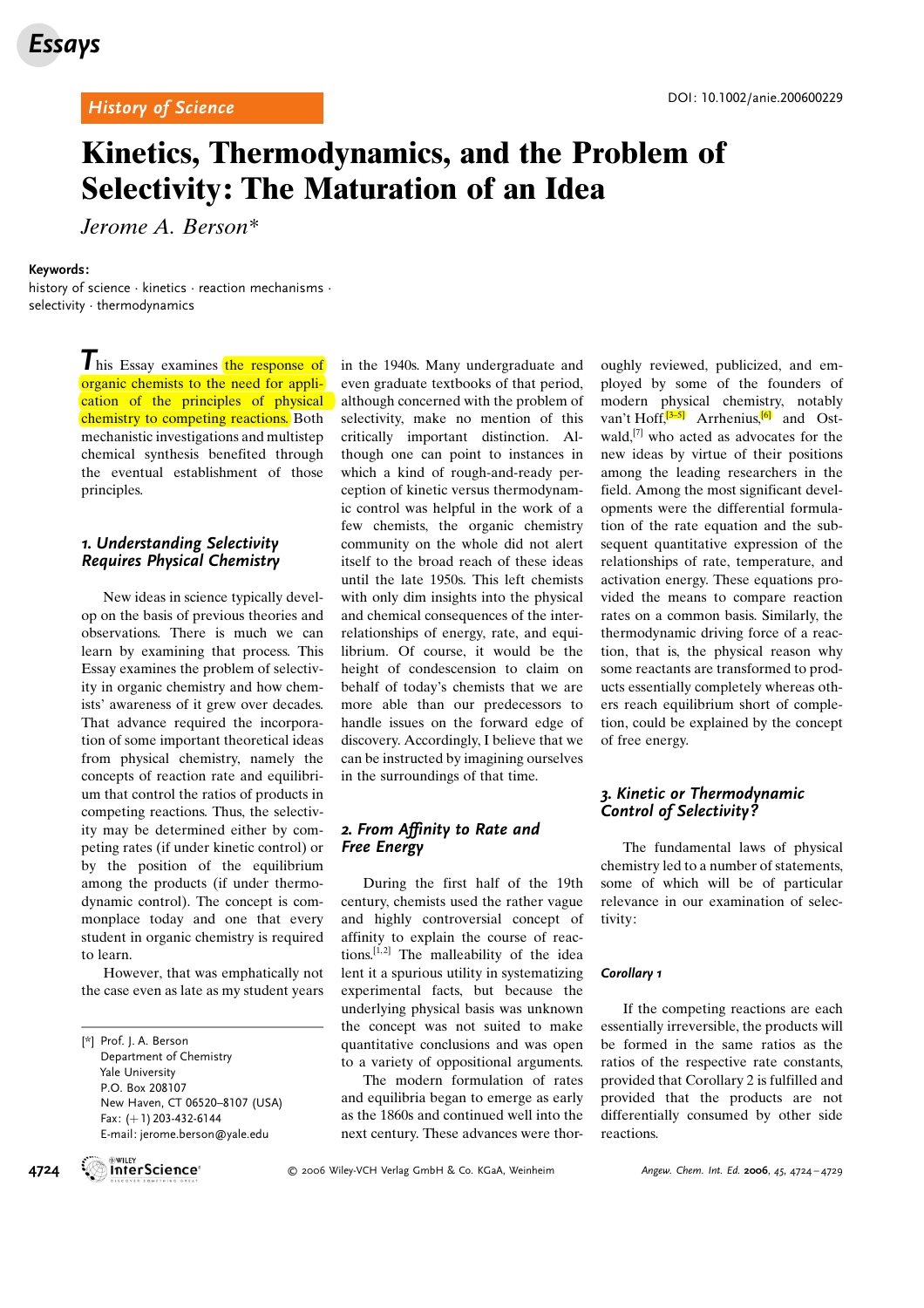# Kinetics, Thermodynamics, and the Problem of Selectivity: The Maturation of an Idea

*Jerome A. Berson**

**Keywords:**
history of science · kinetics · reaction mechanisms · selectivity · thermodynamics

This Essay examines the response of organic chemists to the need for application of the principles of physical chemistry to competing reactions. Both mechanistic investigations and multistep chemical synthesis benefited through the eventual establishment of those principles.

## 1. Understanding Selectivity Requires Physical Chemistry

New ideas in science typically develop on the basis of previous theories and observations. There is much we can learn by examining that process. This Essay examines the problem of selectivity in organic chemistry and how chemists' awareness of it grew over decades. That advance required the incorporation of some important theoretical ideas from physical chemistry, namely the concepts of reaction rate and equilibrium that control the ratios of products in competing reactions. Thus, the selectivity may be determined either by competing rates (if under kinetic control) or by the position of the equilibrium among the products (if under thermodynamic control). The concept is commonplace today and one that every student in organic chemistry is required to learn.

However, that was emphatically not the case even as late as my student years in the 1940s. Many undergraduate and even graduate textbooks of that period, although concerned with the problem of selectivity, make no mention of this critically important distinction. Although one can point to instances in which a kind of rough-and-ready perception of kinetic versus thermodynamic control was helpful in the work of a few chemists, the organic chemistry community on the whole did not alert itself to the broad reach of these ideas until the late 1950s. This left chemists with only dim insights into the physical and chemical consequences of the interrelationships of energy, rate, and equilibrium. Of course, it would be the height of condescension to claim on behalf of today's chemists that we are more able than our predecessors to handle issues on the forward edge of discovery. Accordingly, I believe that we can be instructed by imagining ourselves in the surroundings of that time.

## 2. From Affinity to Rate and Free Energy

During the first half of the 19th century, chemists used the rather vague and highly controversial concept of affinity to explain the course of reactions.[1,2] The malleability of the idea lent it a spurious utility in systematizing experimental facts, but because the underlying physical basis was unknown the concept was not suited to make quantitative conclusions and was open to a variety of oppositional arguments.

The modern formulation of rates and equilibria began to emerge as early as the 1860s and continued well into the next century. These advances were thoroughly reviewed, publicized, and employed by some of the founders of modern physical chemistry, notably van't Hoff,[3–5] Arrhenius,[6] and Ostwald,[7] who acted as advocates for the new ideas by virtue of their positions among the leading researchers in the field. Among the most significant developments were the differential formulation of the rate equation and the subsequent quantitative expression of the relationships of rate, temperature, and activation energy. These equations provided the means to compare reaction rates on a common basis. Similarly, the thermodynamic driving force of a reaction, that is, the physical reason why some reactants are transformed to products essentially completely whereas others reach equilibrium short of completion, could be explained by the concept of free energy.

## 3. Kinetic or Thermodynamic Control of Selectivity?

The fundamental laws of physical chemistry led to a number of statements, some of which will be of particular relevance in our examination of selectivity:

### Corollary 1

If the competing reactions are each essentially irreversible, the products will be formed in the same ratios as the ratios of the respective rate constants, provided that Corollary 2 is fulfilled and provided that the products are not differentially consumed by other side reactions.

---

[*] Prof. J. A. Berson
Department of Chemistry
Yale University
P.O. Box 208107
New Haven, CT 06520–8107 (USA)
Fax: (+1) 203-432-6144
E-mail: jerome.berson@yale.edu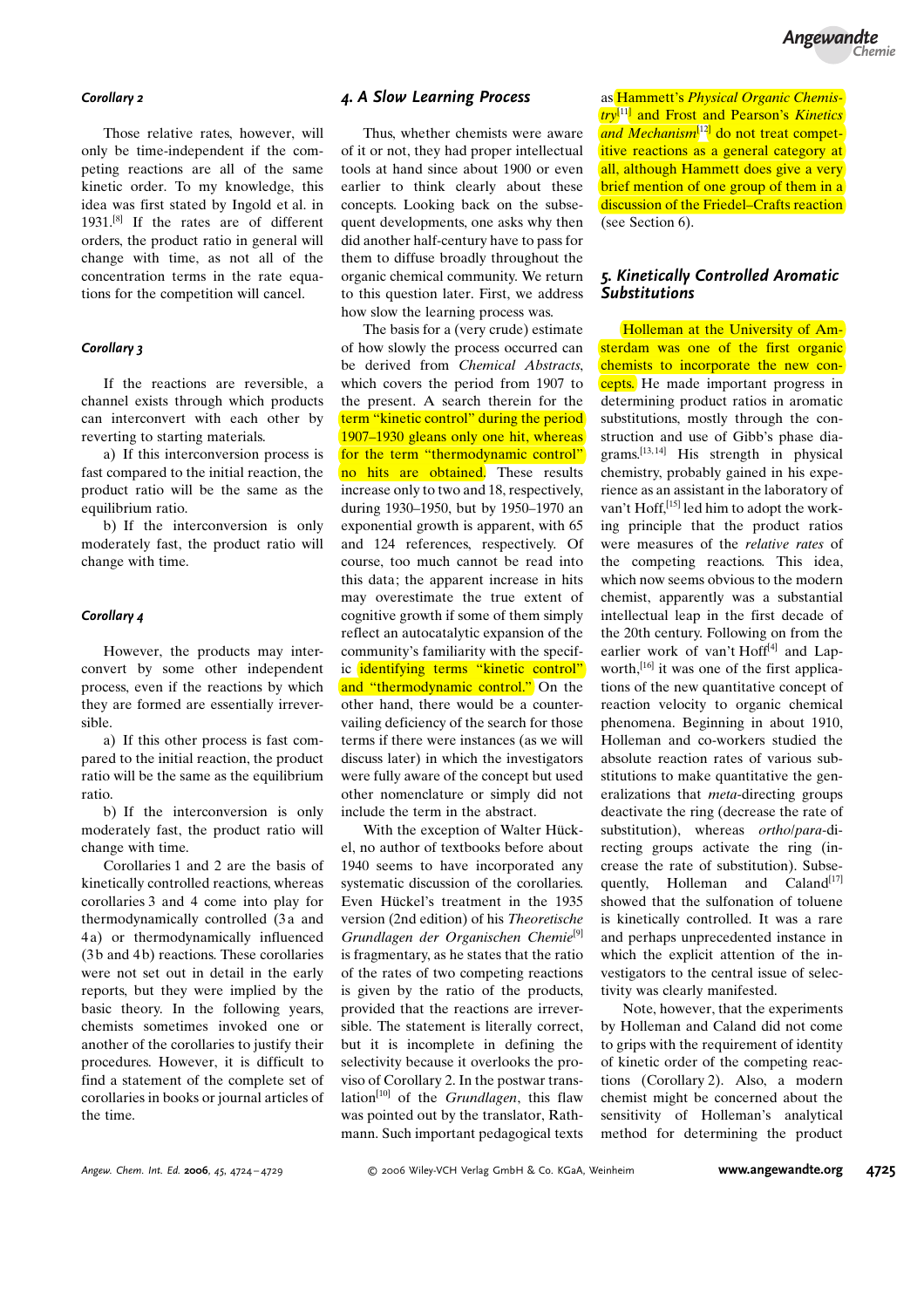### Corollary 2

Those relative rates, however, will only be time-independent if the competing reactions are all of the same kinetic order. To my knowledge, this idea was first stated by Ingold et al. in 1931.[8] If the rates are of different orders, the product ratio in general will change with time, as not all of the concentration terms in the rate equations for the competition will cancel.

### Corollary 3

If the reactions are reversible, a channel exists through which products can interconvert with each other by reverting to starting materials.

a) If this interconversion process is fast compared to the initial reaction, the product ratio will be the same as the equilibrium ratio.

b) If the interconversion is only moderately fast, the product ratio will change with time.

### Corollary 4

However, the products may interconvert by some other independent process, even if the reactions by which they are formed are essentially irreversible.

a) If this other process is fast compared to the initial reaction, the product ratio will be the same as the equilibrium ratio.

b) If the interconversion is only moderately fast, the product ratio will change with time.

Corollaries 1 and 2 are the basis of kinetically controlled reactions, whereas corollaries 3 and 4 come into play for thermodynamically controlled (3a and 4a) or thermodynamically influenced (3b and 4b) reactions. These corollaries were not set out in detail in the early reports, but they were implied by the basic theory. In the following years, chemists sometimes invoked one or another of the corollaries to justify their procedures. However, it is difficult to find a statement of the complete set of corollaries in books or journal articles of the time.

## 4. A Slow Learning Process

Thus, whether chemists were aware of it or not, they had proper intellectual tools at hand since about 1900 or even earlier to think clearly about these concepts. Looking back on the subsequent developments, one asks why then did another half-century have to pass for them to diffuse broadly throughout the organic chemical community. We return to this question later. First, we address how slow the learning process was.

The basis for a (very crude) estimate of how slowly the process occurred can be derived from *Chemical Abstracts*, which covers the period from 1907 to the present. A search therein for the term "kinetic control" during the period 1907–1930 gleans only one hit, whereas for the term "thermodynamic control" no hits are obtained. These results increase only to two and 18, respectively, during 1930–1950, but by 1950–1970 an exponential growth is apparent, with 65 and 124 references, respectively. Of course, too much cannot be read into this data; the apparent increase in hits may overestimate the true extent of cognitive growth if some of them simply reflect an autocatalytic expansion of the community's familiarity with the specific identifying terms "kinetic control" and "thermodynamic control." On the other hand, there would be a countervailing deficiency of the search for those terms if there were instances (as we will discuss later) in which the investigators were fully aware of the concept but used other nomenclature or simply did not include the term in the abstract.

With the exception of Walter Hückel, no author of textbooks before about 1940 seems to have incorporated any systematic discussion of the corollaries. Even Hückel's treatment in the 1935 version (2nd edition) of his *Theoretische Grundlagen der Organischen Chemie*[9] is fragmentary, as he states that the ratio of the rates of two competing reactions is given by the ratio of the products, provided that the reactions are irreversible. The statement is literally correct, but it is incomplete in defining the selectivity because it overlooks the proviso of Corollary 2. In the postwar translation[10] of the *Grundlagen*, this flaw was pointed out by the translator, Rathmann. Such important pedagogical texts as Hammett's *Physical Organic Chemistry*[11] and Frost and Pearson's *Kinetics and Mechanism*[12] do not treat competitive reactions as a general category at all, although Hammett does give a very brief mention of one group of them in a discussion of the Friedel–Crafts reaction (see Section 6).

## 5. Kinetically Controlled Aromatic Substitutions

Holleman at the University of Amsterdam was one of the first organic chemists to incorporate the new concepts. He made important progress in determining product ratios in aromatic substitutions, mostly through the construction and use of Gibb's phase diagrams.[13,14] His strength in physical chemistry, probably gained in his experience as an assistant in the laboratory of van't Hoff,[15] led him to adopt the working principle that the product ratios were measures of the *relative rates* of the competing reactions. This idea, which now seems obvious to the modern chemist, apparently was a substantial intellectual leap in the first decade of the 20th century. Following on from the earlier work of van't Hoff[4] and Lapworth,[16] it was one of the first applications of the new quantitative concept of reaction velocity to organic chemical phenomena. Beginning in about 1910, Holleman and co-workers studied the absolute reaction rates of various substitutions to make quantitative the generalizations that *meta*-directing groups deactivate the ring (decrease the rate of substitution), whereas *ortho*/*para*-directing groups activate the ring (increase the rate of substitution). Subsequently, Holleman and Caland[17] showed that the sulfonation of toluene is kinetically controlled. It was a rare and perhaps unprecedented instance in which the explicit attention of the investigators to the central issue of selectivity was clearly manifested.

Note, however, that the experiments by Holleman and Caland did not come to grips with the requirement of identity of kinetic order of the competing reactions (Corollary 2). Also, a modern chemist might be concerned about the sensitivity of Holleman's analytical method for determining the product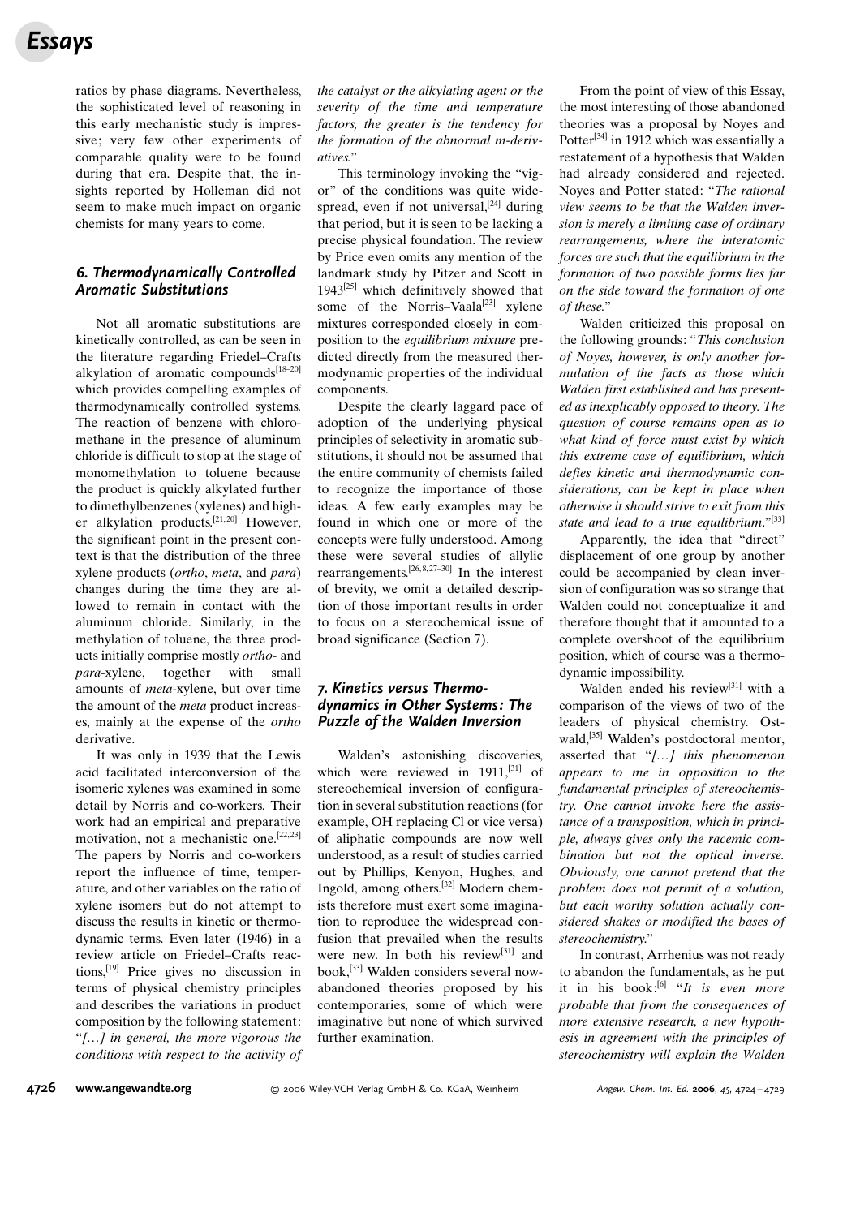ratios by phase diagrams. Nevertheless, the sophisticated level of reasoning in this early mechanistic study is impressive; very few other experiments of comparable quality were to be found during that era. Despite that, the insights reported by Holleman did not seem to make much impact on organic chemists for many years to come.

## 6. Thermodynamically Controlled Aromatic Substitutions

Not all aromatic substitutions are kinetically controlled, as can be seen in the literature regarding Friedel–Crafts alkylation of aromatic compounds[18–20] which provides compelling examples of thermodynamically controlled systems. The reaction of benzene with chloromethane in the presence of aluminum chloride is difficult to stop at the stage of monomethylation to toluene because the product is quickly alkylated further to dimethylbenzenes (xylenes) and higher alkylation products.[21,20] However, the significant point in the present context is that the distribution of the three xylene products (*ortho*, *meta*, and *para*) changes during the time they are allowed to remain in contact with the aluminum chloride. Similarly, in the methylation of toluene, the three products initially comprise mostly *ortho*- and *para*-xylene, together with small amounts of *meta*-xylene, but over time the amount of the *meta* product increases, mainly at the expense of the *ortho* derivative.

It was only in 1939 that the Lewis acid facilitated interconversion of the isomeric xylenes was examined in some detail by Norris and co-workers. Their work had an empirical and preparative motivation, not a mechanistic one.[22,23] The papers by Norris and co-workers report the influence of time, temperature, and other variables on the ratio of xylene isomers but do not attempt to discuss the results in kinetic or thermodynamic terms. Even later (1946) in a review article on Friedel–Crafts reactions,[19] Price gives no discussion in terms of physical chemistry principles and describes the variations in product composition by the following statement: "*[…] in general, the more vigorous the conditions with respect to the activity of the catalyst or the alkylating agent or the severity of the time and temperature factors, the greater is the tendency for the formation of the abnormal m-derivatives.*"

This terminology invoking the "vigor" of the conditions was quite widespread, even if not universal,[24] during that period, but it is seen to be lacking a precise physical foundation. The review by Price even omits any mention of the landmark study by Pitzer and Scott in 1943[25] which definitively showed that some of the Norris–Vaala[23] xylene mixtures corresponded closely in composition to the *equilibrium mixture* predicted directly from the measured thermodynamic properties of the individual components.

Despite the clearly laggard pace of adoption of the underlying physical principles of selectivity in aromatic substitutions, it should not be assumed that the entire community of chemists failed to recognize the importance of those ideas. A few early examples may be found in which one or more of the concepts were fully understood. Among these were several studies of allylic rearrangements.[26,8,27–30] In the interest of brevity, we omit a detailed description of those important results in order to focus on a stereochemical issue of broad significance (Section 7).

## 7. Kinetics versus Thermodynamics in Other Systems: The Puzzle of the Walden Inversion

Walden's astonishing discoveries, which were reviewed in 1911,[31] of stereochemical inversion of configuration in several substitution reactions (for example, OH replacing Cl or vice versa) of aliphatic compounds are now well understood, as a result of studies carried out by Phillips, Kenyon, Hughes, and Ingold, among others.[32] Modern chemists therefore must exert some imagination to reproduce the widespread confusion that prevailed when the results were new. In both his review[31] and book,[33] Walden considers several now-abandoned theories proposed by his contemporaries, some of which were imaginative but none of which survived further examination.

From the point of view of this Essay, the most interesting of those abandoned theories was a proposal by Noyes and Potter[34] in 1912 which was essentially a restatement of a hypothesis that Walden had already considered and rejected. Noyes and Potter stated: "*The rational view seems to be that the Walden inversion is merely a limiting case of ordinary rearrangements, where the interatomic forces are such that the equilibrium in the formation of two possible forms lies far on the side toward the formation of one of these.*"

Walden criticized this proposal on the following grounds: "*This conclusion of Noyes, however, is only another formulation of the facts as those which Walden first established and has presented as inexplicably opposed to theory. The question of course remains open as to what kind of force must exist by which this extreme case of equilibrium, which defies kinetic and thermodynamic considerations, can be kept in place when otherwise it should strive to exit from this state and lead to a true equilibrium.*"[33]

Apparently, the idea that "direct" displacement of one group by another could be accompanied by clean inversion of configuration was so strange that Walden could not conceptualize it and therefore thought that it amounted to a complete overshoot of the equilibrium position, which of course was a thermodynamic impossibility.

Walden ended his review[31] with a comparison of the views of two of the leaders of physical chemistry. Ostwald,[35] Walden's postdoctoral mentor, asserted that "*[…] this phenomenon appears to me in opposition to the fundamental principles of stereochemistry. One cannot invoke here the assistance of a transposition, which in principle, always gives only the racemic combination but not the optical inverse. Obviously, one cannot pretend that the problem does not permit of a solution, but each worthy solution actually considered shakes or modified the bases of stereochemistry.*"

In contrast, Arrhenius was not ready to abandon the fundamentals, as he put it in his book:[6] "*It is even more probable that from the consequences of more extensive research, a new hypothesis in agreement with the principles of stereochemistry will explain the Walden*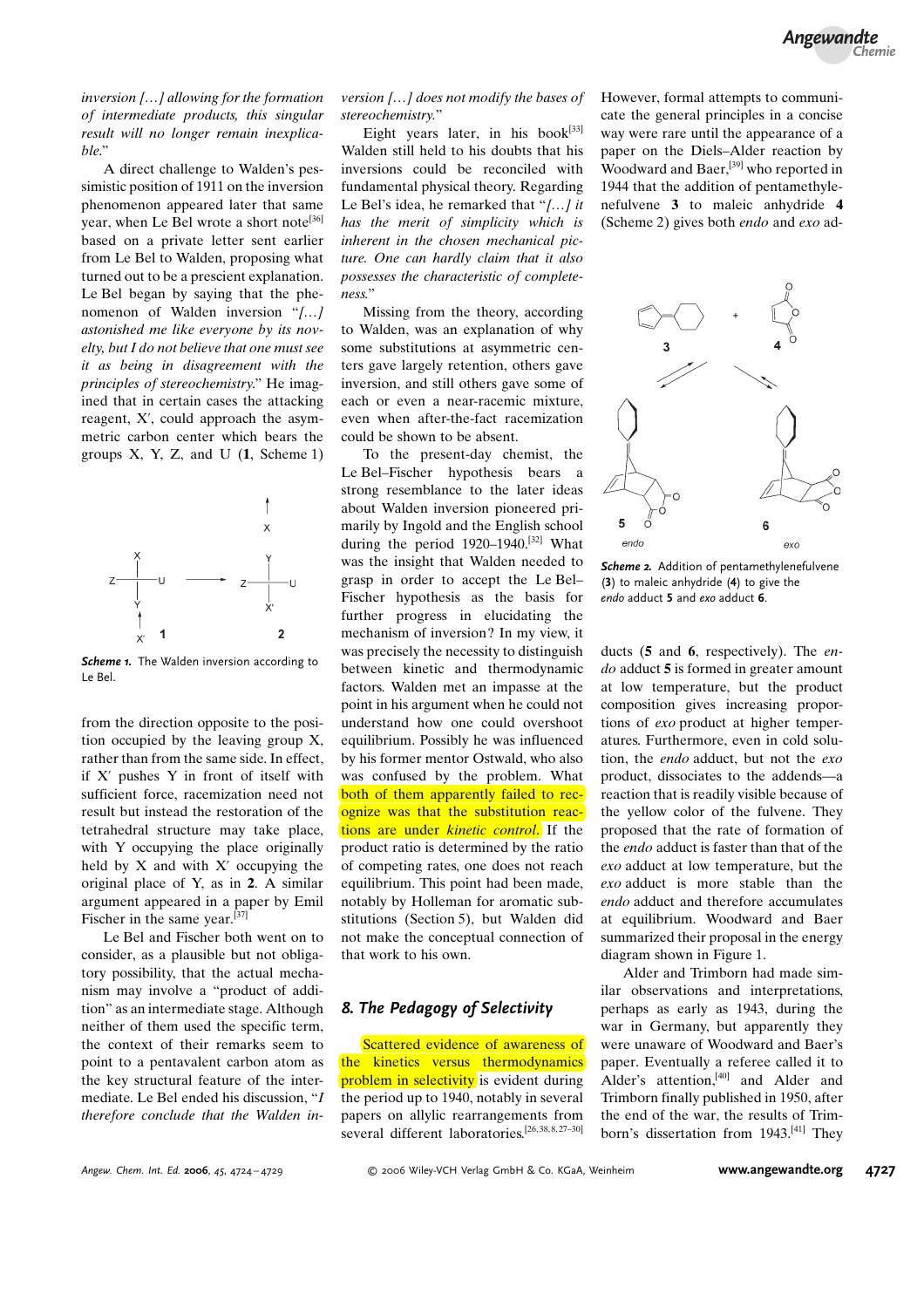*inversion […] allowing for the formation of intermediate products, this singular result will no longer remain inexplicable.*"

A direct challenge to Walden's pessimistic position of 1911 on the inversion phenomenon appeared later that same year, when Le Bel wrote a short note[36] based on a private letter sent earlier from Le Bel to Walden, proposing what turned out to be a prescient explanation. Le Bel began by saying that the phenomenon of Walden inversion "*[…] astonished me like everyone by its novelty, but I do not believe that one must see it as being in disagreement with the principles of stereochemistry.*" He imagined that in certain cases the attacking reagent, X′, could approach the asymmetric carbon center which bears the groups X, Y, Z, and U (**1**, Scheme 1) from the direction opposite to the position occupied by the leaving group X, rather than from the same side. In effect, if X′ pushes Y in front of itself with sufficient force, racemization need not result but instead the restoration of the tetrahedral structure may take place, with Y occupying the place originally held by X and with X′ occupying the original place of Y, as in **2**. A similar argument appeared in a paper by Emil Fischer in the same year.[37]

***Scheme 1.*** The Walden inversion according to Le Bel.

Le Bel and Fischer both went on to consider, as a plausible but not obligatory possibility, that the actual mechanism may involve a "product of addition" as an intermediate stage. Although neither of them used the specific term, the context of their remarks seem to point to a pentavalent carbon atom as the key structural feature of the intermediate. Le Bel ended his discussion, "*I therefore conclude that the Walden inversion […] does not modify the bases of stereochemistry.*"

Eight years later, in his book[33] Walden still held to his doubts that his inversions could be reconciled with fundamental physical theory. Regarding Le Bel's idea, he remarked that "*[…] it has the merit of simplicity which is inherent in the chosen mechanical picture. One can hardly claim that it also possesses the characteristic of completeness.*"

Missing from the theory, according to Walden, was an explanation of why some substitutions at asymmetric centers gave largely retention, others gave inversion, and still others gave some of each or even a near-racemic mixture, even when after-the-fact racemization could be shown to be absent.

To the present-day chemist, the Le Bel–Fischer hypothesis bears a strong resemblance to the later ideas about Walden inversion pioneered primarily by Ingold and the English school during the period 1920–1940.[32] What was the insight that Walden needed to grasp in order to accept the Le Bel–Fischer hypothesis as the basis for further progress in elucidating the mechanism of inversion? In my view, it was precisely the necessity to distinguish between kinetic and thermodynamic factors. Walden met an impasse at the point in his argument when he could not understand how one could overshoot equilibrium. Possibly he was influenced by his former mentor Ostwald, who also was confused by the problem. What both of them apparently failed to recognize was that the substitution reactions are under *kinetic control*. If the product ratio is determined by the ratio of competing rates, one does not reach equilibrium. This point had been made, notably by Holleman for aromatic substitutions (Section 5), but Walden did not make the conceptual connection of that work to his own.

## 8. The Pedagogy of Selectivity

Scattered evidence of awareness of the kinetics versus thermodynamics problem in selectivity is evident during the period up to 1940, notably in several papers on allylic rearrangements from several different laboratories.[26,38,8,27–30] However, formal attempts to communicate the general principles in a concise way were rare until the appearance of a paper on the Diels–Alder reaction by Woodward and Baer,[39] who reported in 1944 that the addition of pentamethylenefulvene **3** to maleic anhydride **4** (Scheme 2) gives both *endo* and *exo* adducts (**5** and **6**, respectively). The *endo* adduct **5** is formed in greater amount at low temperature, but the product composition gives increasing proportions of *exo* product at higher temperatures. Furthermore, even in cold solution, the *endo* adduct, but not the *exo* product, dissociates to the addends—a reaction that is readily visible because of the yellow color of the fulvene. They proposed that the rate of formation of the *endo* adduct is faster than that of the *exo* adduct at low temperature, but the *exo* adduct is more stable than the *endo* adduct and therefore accumulates at equilibrium. Woodward and Baer summarized their proposal in the energy diagram shown in Figure 1.

***Scheme 2.*** Addition of pentamethylenefulvene (**3**) to maleic anhydride (**4**) to give the *endo* adduct **5** and *exo* adduct **6**.

Alder and Trimborn had made similar observations and interpretations, perhaps as early as 1943, during the war in Germany, but apparently they were unaware of Woodward and Baer's paper. Eventually a referee called it to Alder's attention,[40] and Alder and Trimborn finally published in 1950, after the end of the war, the results of Trimborn's dissertation from 1943.[41] They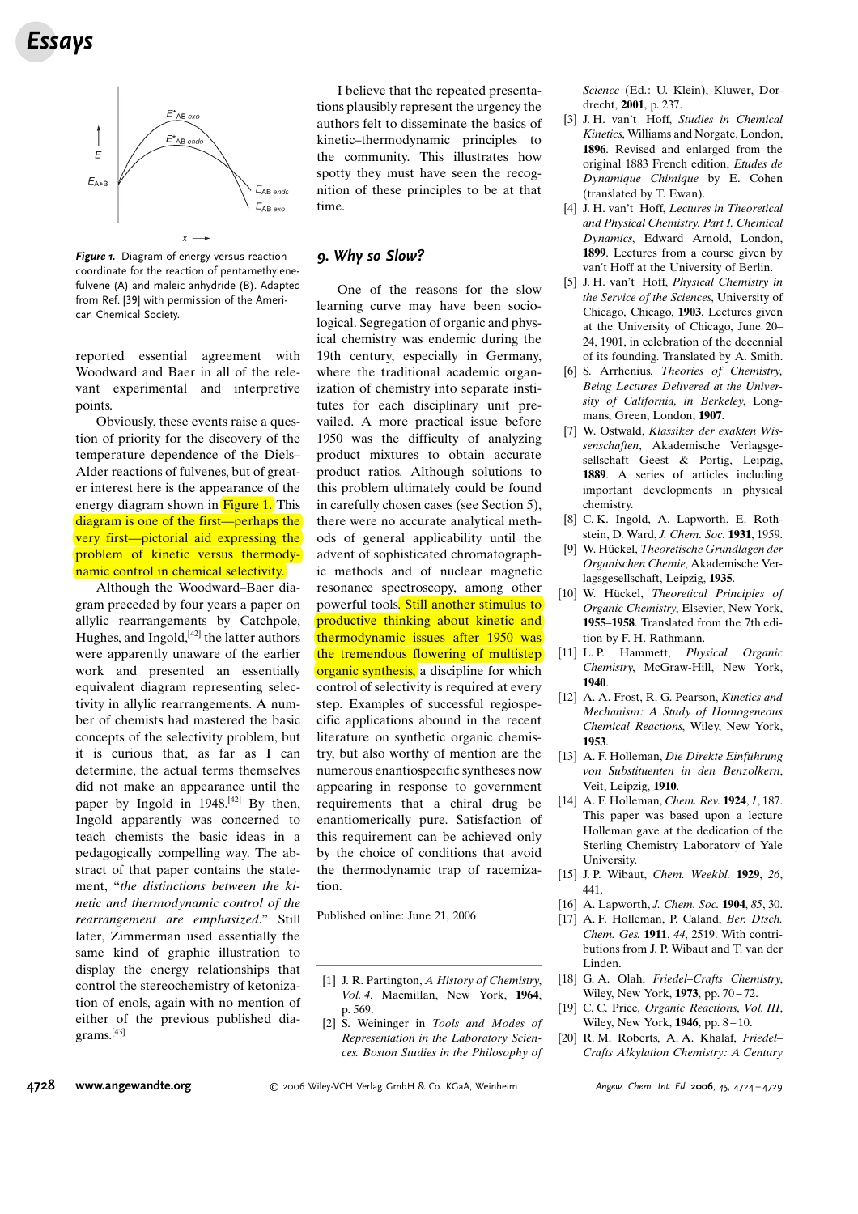*Figure 1.* Diagram of energy versus reaction coordinate for the reaction of pentamethylene-fulvene (A) and maleic anhydride (B). Adapted from Ref. [39] with permission of the American Chemical Society.

reported essential agreement with Woodward and Baer in all of the relevant experimental and interpretive points.

Obviously, these events raise a question of priority for the discovery of the temperature dependence of the Diels–Alder reactions of fulvenes, but of greater interest here is the appearance of the energy diagram shown in Figure 1. This diagram is one of the first—perhaps the very first—pictorial aid expressing the problem of kinetic versus thermodynamic control in chemical selectivity.

Although the Woodward–Baer diagram preceded by four years a paper on allylic rearrangements by Catchpole, Hughes, and Ingold,[42] the latter authors were apparently unaware of the earlier work and presented an essentially equivalent diagram representing selectivity in allylic rearrangements. A number of chemists had mastered the basic concepts of the selectivity problem, but it is curious that, as far as I can determine, the actual terms themselves did not make an appearance until the paper by Ingold in 1948.[42] By then, Ingold apparently was concerned to teach chemists the basic ideas in a pedagogically compelling way. The abstract of that paper contains the statement, "*the distinctions between the kinetic and thermodynamic control of the rearrangement are emphasized*." Still later, Zimmerman used essentially the same kind of graphic illustration to display the energy relationships that control the stereochemistry of ketonization of enols, again with no mention of either of the previous published diagrams.[43]

I believe that the repeated presentations plausibly represent the urgency the authors felt to disseminate the basics of kinetic–thermodynamic principles to the community. This illustrates how spotty they must have seen the recognition of these principles to be at that time.

## 9. Why so Slow?

One of the reasons for the slow learning curve may have been sociological. Segregation of organic and physical chemistry was endemic during the 19th century, especially in Germany, where the traditional academic organization of chemistry into separate institutes for each disciplinary unit prevailed. A more practical issue before 1950 was the difficulty of analyzing product mixtures to obtain accurate product ratios. Although solutions to this problem ultimately could be found in carefully chosen cases (see Section 5), there were no accurate analytical methods of general applicability until the advent of sophisticated chromatographic methods and of nuclear magnetic resonance spectroscopy, among other powerful tools. Still another stimulus to productive thinking about kinetic and thermodynamic issues after 1950 was the tremendous flowering of multistep organic synthesis, a discipline for which control of selectivity is required at every step. Examples of successful regiospecific applications abound in the recent literature on synthetic organic chemistry, but also worthy of mention are the numerous enantiospecific syntheses now appearing in response to government requirements that a chiral drug be enantiomerically pure. Satisfaction of this requirement can be achieved only by the choice of conditions that avoid the thermodynamic trap of racemization.

Published online: June 21, 2006

---

[1] J. R. Partington, *A History of Chemistry, Vol. 4*, Macmillan, New York, **1964**, p. 569.

[2] S. Weininger in *Tools and Modes of Representation in the Laboratory Sciences. Boston Studies in the Philosophy of Science* (Ed.: U. Klein), Kluwer, Dordrecht, **2001**, p. 237.

[3] J. H. van't Hoff, *Studies in Chemical Kinetics*, Williams and Norgate, London, **1896**. Revised and enlarged from the original 1883 French edition, *Etudes de Dynamique Chimique* by E. Cohen (translated by T. Ewan).

[4] J. H. van't Hoff, *Lectures in Theoretical and Physical Chemistry. Part I. Chemical Dynamics*, Edward Arnold, London, **1899**. Lectures from a course given by van't Hoff at the University of Berlin.

[5] J. H. van't Hoff, *Physical Chemistry in the Service of the Sciences*, University of Chicago, Chicago, **1903**. Lectures given at the University of Chicago, June 20–24, 1901, in celebration of the decennial of its founding. Translated by A. Smith.

[6] S. Arrhenius, *Theories of Chemistry, Being Lectures Delivered at the University of California, in Berkeley*, Longmans, Green, London, **1907**.

[7] W. Ostwald, *Klassiker der exakten Wissenschaften*, Akademische Verlagsgesellschaft Geest & Portig, Leipzig, **1889**. A series of articles including important developments in physical chemistry.

[8] C. K. Ingold, A. Lapworth, E. Rothstein, D. Ward, *J. Chem. Soc.* **1931**, 1959.

[9] W. Hückel, *Theoretische Grundlagen der Organischen Chemie*, Akademische Verlagsgesellschaft, Leipzig, **1935**.

[10] W. Hückel, *Theoretical Principles of Organic Chemistry*, Elsevier, New York, **1955–1958**. Translated from the 7th edition by F. H. Rathmann.

[11] L. P. Hammett, *Physical Organic Chemistry*, McGraw-Hill, New York, **1940**.

[12] A. A. Frost, R. G. Pearson, *Kinetics and Mechanism: A Study of Homogeneous Chemical Reactions*, Wiley, New York, **1953**.

[13] A. F. Holleman, *Die Direkte Einführung von Substituenten in den Benzolkern*, Veit, Leipzig, **1910**.

[14] A. F. Holleman, *Chem. Rev.* **1924**, *1*, 187. This paper was based upon a lecture Holleman gave at the dedication of the Sterling Chemistry Laboratory of Yale University.

[15] J. P. Wibaut, *Chem. Weekbl.* **1929**, *26*, 441.

[16] A. Lapworth, *J. Chem. Soc.* **1904**, *85*, 30.

[17] A. F. Holleman, P. Caland, *Ber. Dtsch. Chem. Ges.* **1911**, *44*, 2519. With contributions from J. P. Wibaut and T. van der Linden.

[18] G. A. Olah, *Friedel–Crafts Chemistry*, Wiley, New York, **1973**, pp. 70–72.

[19] C. C. Price, *Organic Reactions, Vol. III*, Wiley, New York, **1946**, pp. 8–10.

[20] R. M. Roberts, A. A. Khalaf, *Friedel–Crafts Alkylation Chemistry: A Century*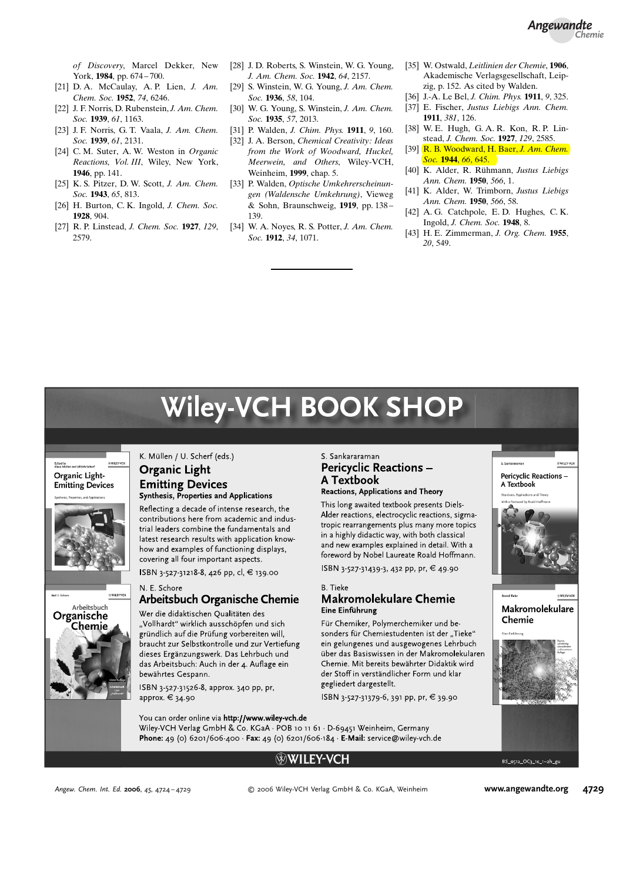*of Discovery*, Marcel Dekker, New York, **1984**, pp. 674 – 700.

[21] D. A. McCaulay, A. P. Lien, *J. Am. Chem. Soc.* **1952**, *74*, 6246.

[22] J. F. Norris, D. Rubenstein, *J. Am. Chem. Soc.* **1939**, *61*, 1163.

[23] J. F. Norris, G. T. Vaala, *J. Am. Chem. Soc.* **1939**, *61*, 2131.

[24] C. M. Suter, A. W. Weston in *Organic Reactions*, *Vol. III*, Wiley, New York, **1946**, pp. 141.

[25] K. S. Pitzer, D. W. Scott, *J. Am. Chem. Soc.* **1943**, *65*, 813.

[26] H. Burton, C. K. Ingold, *J. Chem. Soc.* **1928**, 904.

[27] R. P. Linstead, *J. Chem. Soc.* **1927**, *129*, 2579.

[28] J. D. Roberts, S. Winstein, W. G. Young, *J. Am. Chem. Soc.* **1942**, *64*, 2157.

[29] S. Winstein, W. G. Young, *J. Am. Chem. Soc.* **1936**, *58*, 104.

[30] W. G. Young, S. Winstein, *J. Am. Chem. Soc.* **1935**, *57*, 2013.

[31] P. Walden, *J. Chim. Phys.* **1911**, *9*, 160.

[32] J. A. Berson, *Chemical Creativity: Ideas from the Work of Woodward, Huckel, Meerwein, and Others*, Wiley-VCH, Weinheim, **1999**, chap. 5.

[33] P. Walden, *Optische Umkehrerscheinungen (Waldensche Umkehrung)*, Vieweg & Sohn, Braunschweig, **1919**, pp. 138 – 139.

[34] W. A. Noyes, R. S. Potter, *J. Am. Chem. Soc.* **1912**, *34*, 1071.

[35] W. Ostwald, *Leitlinien der Chemie*, **1906**, Akademische Verlagsgesellschaft, Leipzig, p. 152. As cited by Walden.

[36] J.-A. Le Bel, *J. Chim. Phys.* **1911**, *9*, 325.

[37] E. Fischer, *Justus Liebigs Ann. Chem.* **1911**, *381*, 126.

[38] W. E. Hugh, G. A. R. Kon, R. P. Linstead, *J. Chem. Soc.* **1927**, *129*, 2585.

[39] R. B. Woodward, H. Baer, *J. Am. Chem. Soc.* **1944**, *66*, 645.

[40] K. Alder, R. Rühmann, *Justus Liebigs Ann. Chem.* **1950**, *566*, 1.

[41] K. Alder, W. Trimborn, *Justus Liebigs Ann. Chem.* **1950**, *566*, 58.

[42] A. G. Catchpole, E. D. Hughes, C. K. Ingold, *J. Chem. Soc.* **1948**, 8.

[43] H. E. Zimmerman, *J. Org. Chem.* **1955**, *20*, 549.

# Wiley-VCH BOOK SHOP

K. Müllen / U. Scherf (eds.)

### Organic Light Emitting Devices

**Synthesis, Properties and Applications**

Reflecting a decade of intense research, the contributions here from academic and industrial leaders combine the fundamentals and latest research results with application know-how and examples of functioning displays, covering all four important aspects.

ISBN 3-527-31218-8, 426 pp, cl, € 139.00

S. Sankararaman

### Pericyclic Reactions – A Textbook

**Reactions, Applications and Theory**

This long awaited textbook presents Diels-Alder reactions, electrocyclic reactions, sigmatropic rearrangements plus many more topics in a highly didactic way, with both classical and new examples explained in detail. With a foreword by Nobel Laureate Roald Hoffmann.

ISBN 3-527-31439-3, 432 pp, pr, € 49.90

N. E. Schore

### Arbeitsbuch Organische Chemie

Wer die didaktischen Qualitäten des „Vollhardt" wirklich ausschöpfen und sich gründlich auf die Prüfung vorbereiten will, braucht zur Selbstkontrolle und zur Vertiefung dieses Ergänzungswerk. Das Lehrbuch und das Arbeitsbuch: Auch in der 4. Auflage ein bewährtes Gespann.

ISBN 3-527-31526-8, approx. 340 pp, pr, approx. € 34.90

B. Tieke

### Makromolekulare Chemie

**Eine Einführung**

Für Chemiker, Polymerchemiker und besonders für Chemiestudenten ist der „Tieke" ein gelungenes und ausgewogenes Lehrbuch über das Basiswissen in der Makromolekularen Chemie. Mit bereits bewährter Didaktik wird der Stoff in verständlicher Form und klar gegliedert dargestellt.

ISBN 3-527-31379-6, 391 pp, pr, € 39.90

You can order online via **http://www.wiley-vch.de**
Wiley-VCH Verlag GmbH & Co. KGaA · POB 10 11 61 · D-69451 Weinheim, Germany
**Phone:** 49 (0) 6201/606-400 · **Fax:** 49 (0) 6201/606-184 · **E-Mail:** service@wiley-vch.de

WILEY-VCH

BS_0512_OC3_1c_1-2h_gu